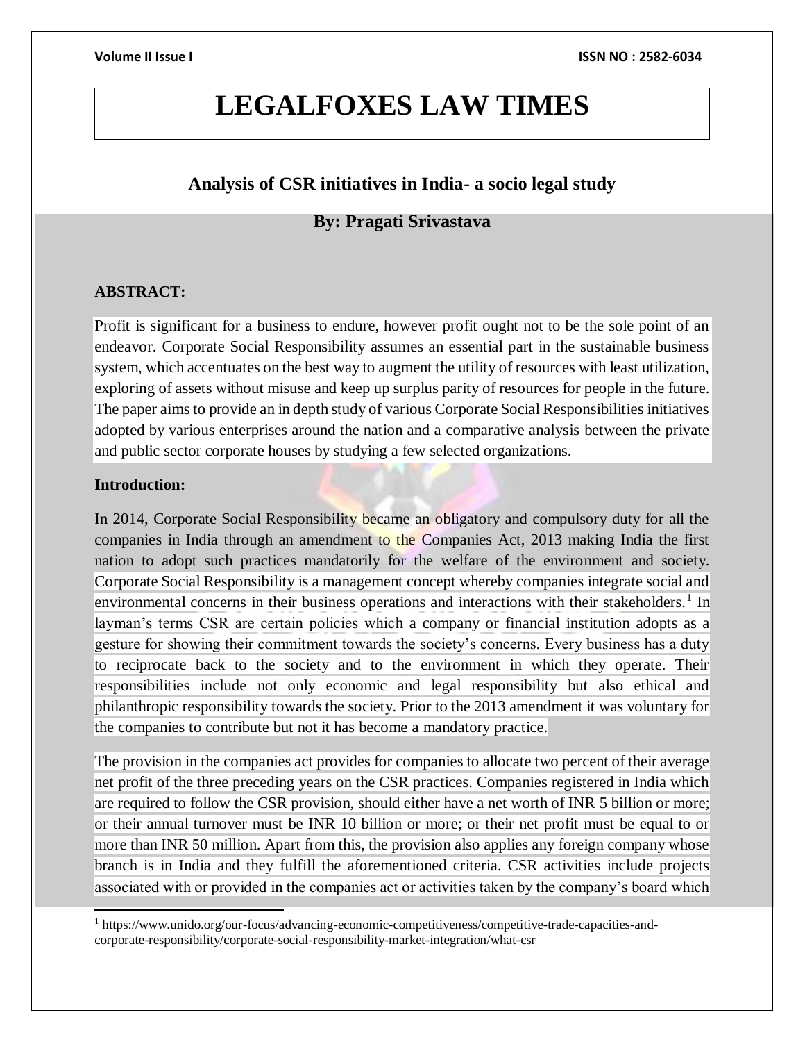# LEGALFOXES LAW TIMES

## Analysis of CSR initiatives in India- a socio legal study

### By: Pragati Srivastava

**ABSTRACT:**

Profit is significant for a business to endure, however profit ought not to be the sole point of an endeavor. Corporate Social Responsibility assumes an essential part in the sustainable business system, which accentuates on the best way to augment the utility of resources with least utilization, exploring of assets without misuse and keep up surplus parity of resources for people in the future. The paper aims to provide an in depth study of various Corporate Social Responsibilities initiatives adopted by various enterprises around the nation and a comparative analysis between the private and public sector corporate houses by studying a few selected organizations.

**Introduction:**

In 2014, Corporate Social Responsibility became an obligatory and compulsory duty for all the companies in India through an amendment to the Companies Act, 2013 making India the first nation to adopt such practices mandatorily for the welfare of the environment and society. Corporate Social Responsibility is a management concept whereby companies integrate social and environmental concerns in their business operations and interactions with their stakeholders.[1] In layman's terms CSR are certain policies which a company or financial institution adopts as a gesture for showing their commitment towards the society's concerns. Every business has a duty to reciprocate back to the society and to the environment in which they operate. Their responsibilities include not only economic and legal responsibility but also ethical and philanthropic responsibility towards the society. Prior to the 2013 amendment it was voluntary for the companies to contribute but not it has become a mandatory practice.

The provision in the companies act provides for companies to allocate two percent of their average net profit of the three preceding years on the CSR practices. Companies registered in India which are required to follow the CSR provision, should either have a net worth of INR 5 billion or more; or their annual turnover must be INR 10 billion or more; or their net profit must be equal to or more than INR 50 million. Apart from this, the provision also applies any foreign company whose branch is in India and they fulfill the aforementioned criteria. CSR activities include projects associated with or provided in the companies act or activities taken by the company's board which

[1] https://www.unido.org/our-focus/advancing-economic-competitiveness/competitive-trade-capacities-and-corporate-responsibility/corporate-social-responsibility-market-integration/what-csr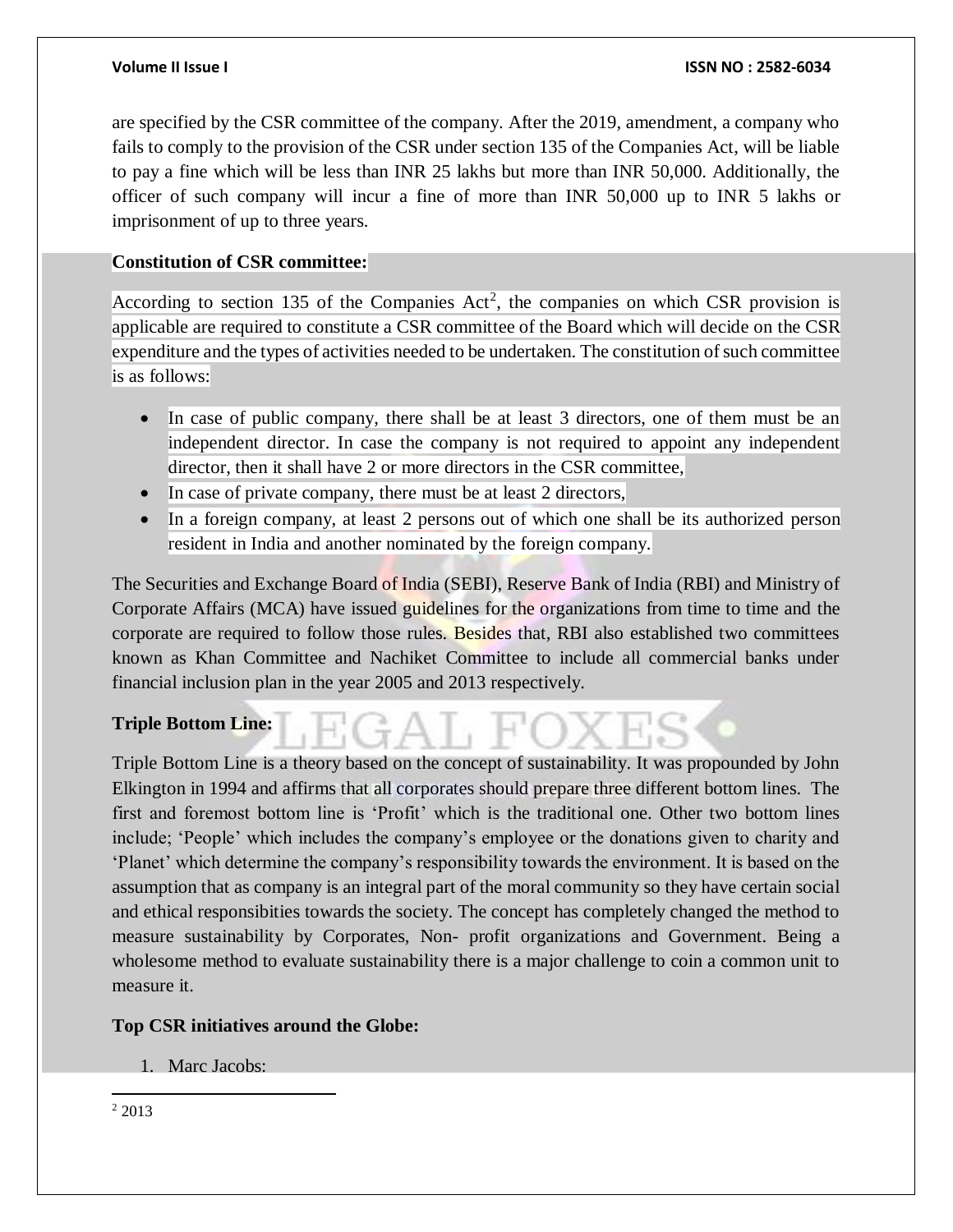are specified by the CSR committee of the company. After the 2019, amendment, a company who fails to comply to the provision of the CSR under section 135 of the Companies Act, will be liable to pay a fine which will be less than INR 25 lakhs but more than INR 50,000. Additionally, the officer of such company will incur a fine of more than INR 50,000 up to INR 5 lakhs or imprisonment of up to three years.

**Constitution of CSR committee:**

According to section 135 of the Companies Act[2], the companies on which CSR provision is applicable are required to constitute a CSR committee of the Board which will decide on the CSR expenditure and the types of activities needed to be undertaken. The constitution of such committee is as follows:

- In case of public company, there shall be at least 3 directors, one of them must be an independent director. In case the company is not required to appoint any independent director, then it shall have 2 or more directors in the CSR committee,
- In case of private company, there must be at least 2 directors,
- In a foreign company, at least 2 persons out of which one shall be its authorized person resident in India and another nominated by the foreign company.

The Securities and Exchange Board of India (SEBI), Reserve Bank of India (RBI) and Ministry of Corporate Affairs (MCA) have issued guidelines for the organizations from time to time and the corporate are required to follow those rules. Besides that, RBI also established two committees known as Khan Committee and Nachiket Committee to include all commercial banks under financial inclusion plan in the year 2005 and 2013 respectively.

**Triple Bottom Line:**

Triple Bottom Line is a theory based on the concept of sustainability. It was propounded by John Elkington in 1994 and affirms that all corporates should prepare three different bottom lines. The first and foremost bottom line is 'Profit' which is the traditional one. Other two bottom lines include; 'People' which includes the company's employee or the donations given to charity and 'Planet' which determine the company's responsibility towards the environment. It is based on the assumption that as company is an integral part of the moral community so they have certain social and ethical responsibities towards the society. The concept has completely changed the method to measure sustainability by Corporates, Non- profit organizations and Government. Being a wholesome method to evaluate sustainability there is a major challenge to coin a common unit to measure it.

**Top CSR initiatives around the Globe:**

1. Marc Jacobs:

---

[2] 2013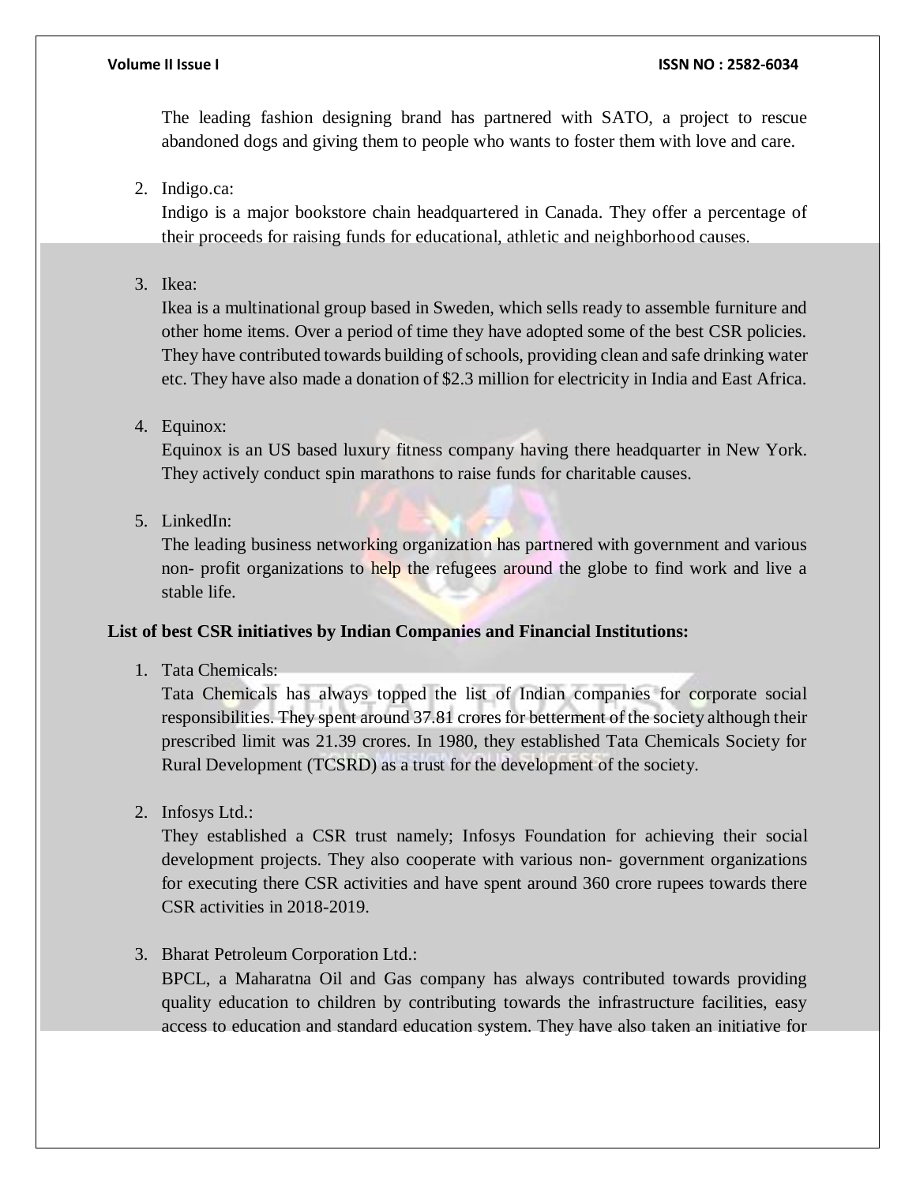The leading fashion designing brand has partnered with SATO, a project to rescue abandoned dogs and giving them to people who wants to foster them with love and care.

2. Indigo.ca:
   Indigo is a major bookstore chain headquartered in Canada. They offer a percentage of their proceeds for raising funds for educational, athletic and neighborhood causes.

3. Ikea:
   Ikea is a multinational group based in Sweden, which sells ready to assemble furniture and other home items. Over a period of time they have adopted some of the best CSR policies. They have contributed towards building of schools, providing clean and safe drinking water etc. They have also made a donation of $2.3 million for electricity in India and East Africa.

4. Equinox:
   Equinox is an US based luxury fitness company having there headquarter in New York. They actively conduct spin marathons to raise funds for charitable causes.

5. LinkedIn:
   The leading business networking organization has partnered with government and various non- profit organizations to help the refugees around the globe to find work and live a stable life.

**List of best CSR initiatives by Indian Companies and Financial Institutions:**

1. Tata Chemicals:
   Tata Chemicals has always topped the list of Indian companies for corporate social responsibilities. They spent around 37.81 crores for betterment of the society although their prescribed limit was 21.39 crores. In 1980, they established Tata Chemicals Society for Rural Development (TCSRD) as a trust for the development of the society.

2. Infosys Ltd.:
   They established a CSR trust namely; Infosys Foundation for achieving their social development projects. They also cooperate with various non- government organizations for executing there CSR activities and have spent around 360 crore rupees towards there CSR activities in 2018-2019.

3. Bharat Petroleum Corporation Ltd.:
   BPCL, a Maharatna Oil and Gas company has always contributed towards providing quality education to children by contributing towards the infrastructure facilities, easy access to education and standard education system. They have also taken an initiative for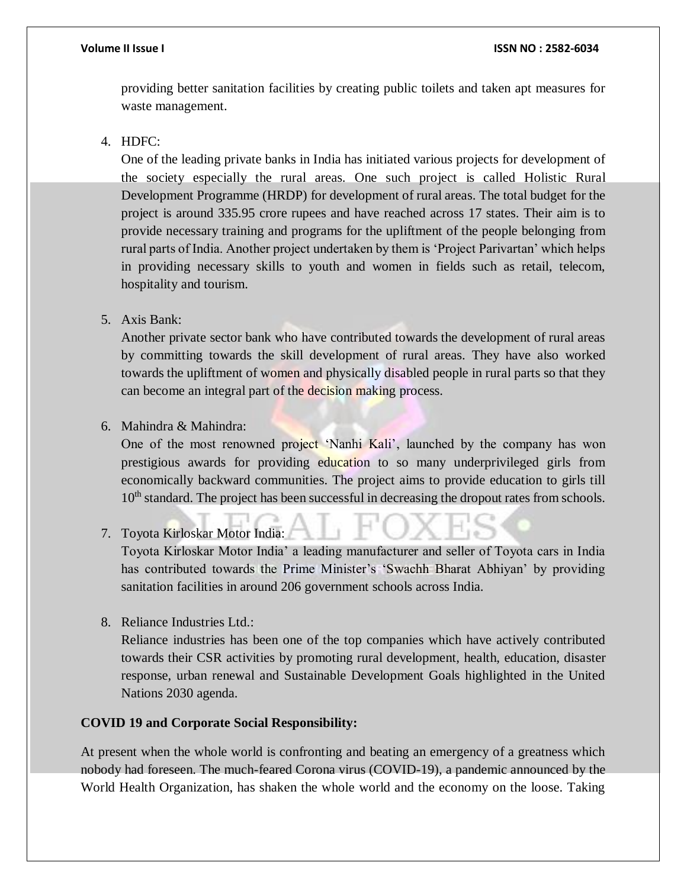providing better sanitation facilities by creating public toilets and taken apt measures for waste management.

4. HDFC:
   One of the leading private banks in India has initiated various projects for development of the society especially the rural areas. One such project is called Holistic Rural Development Programme (HRDP) for development of rural areas. The total budget for the project is around 335.95 crore rupees and have reached across 17 states. Their aim is to provide necessary training and programs for the upliftment of the people belonging from rural parts of India. Another project undertaken by them is 'Project Parivartan' which helps in providing necessary skills to youth and women in fields such as retail, telecom, hospitality and tourism.

5. Axis Bank:
   Another private sector bank who have contributed towards the development of rural areas by committing towards the skill development of rural areas. They have also worked towards the upliftment of women and physically disabled people in rural parts so that they can become an integral part of the decision making process.

6. Mahindra & Mahindra:
   One of the most renowned project 'Nanhi Kali', launched by the company has won prestigious awards for providing education to so many underprivileged girls from economically backward communities. The project aims to provide education to girls till 10th standard. The project has been successful in decreasing the dropout rates from schools.

7. Toyota Kirloskar Motor India:
   Toyota Kirloskar Motor India' a leading manufacturer and seller of Toyota cars in India has contributed towards the Prime Minister's 'Swachh Bharat Abhiyan' by providing sanitation facilities in around 206 government schools across India.

8. Reliance Industries Ltd.:
   Reliance industries has been one of the top companies which have actively contributed towards their CSR activities by promoting rural development, health, education, disaster response, urban renewal and Sustainable Development Goals highlighted in the United Nations 2030 agenda.

**COVID 19 and Corporate Social Responsibility:**

At present when the whole world is confronting and beating an emergency of a greatness which nobody had foreseen. The much-feared Corona virus (COVID-19), a pandemic announced by the World Health Organization, has shaken the whole world and the economy on the loose. Taking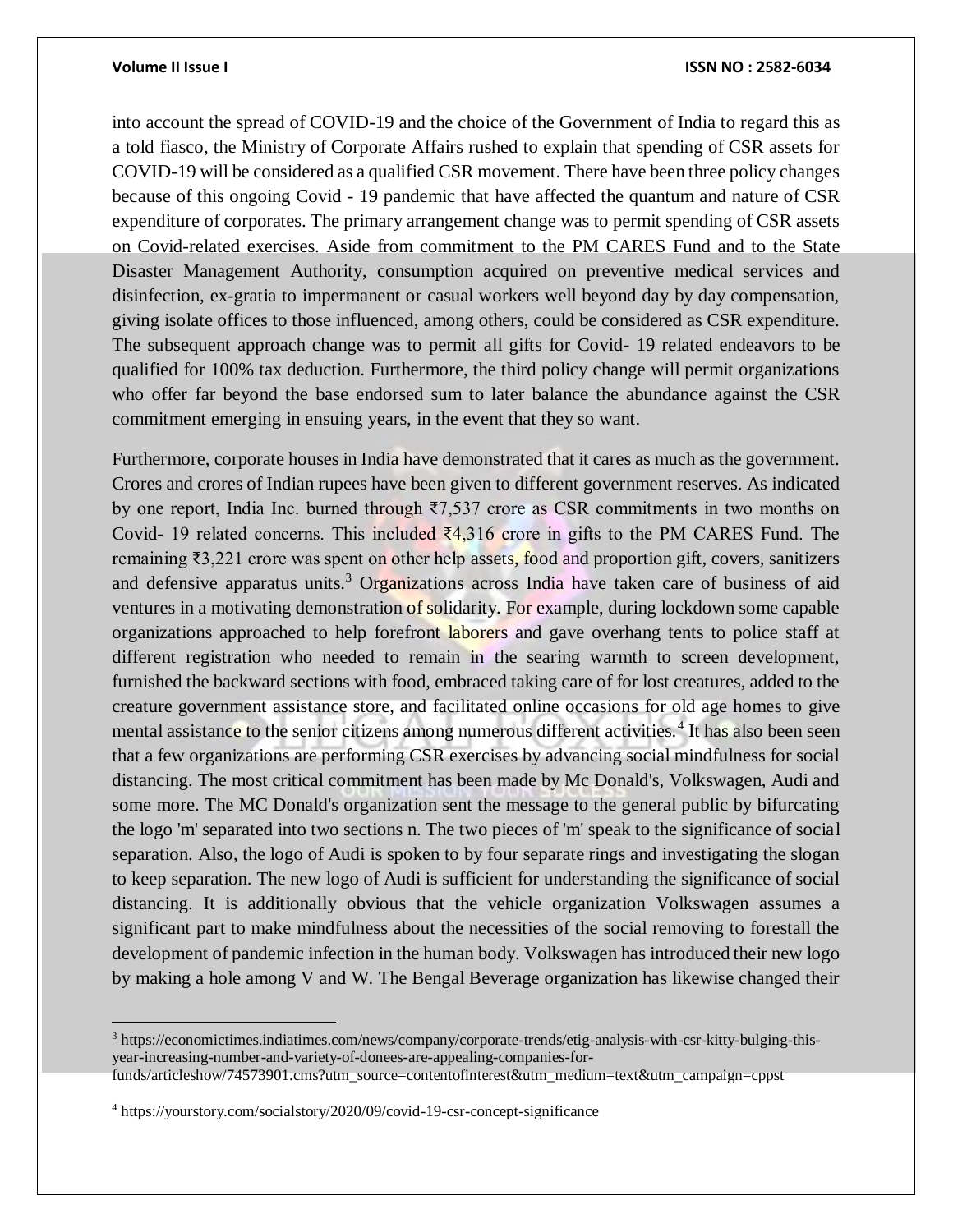into account the spread of COVID-19 and the choice of the Government of India to regard this as a told fiasco, the Ministry of Corporate Affairs rushed to explain that spending of CSR assets for COVID-19 will be considered as a qualified CSR movement. There have been three policy changes because of this ongoing Covid - 19 pandemic that have affected the quantum and nature of CSR expenditure of corporates. The primary arrangement change was to permit spending of CSR assets on Covid-related exercises. Aside from commitment to the PM CARES Fund and to the State Disaster Management Authority, consumption acquired on preventive medical services and disinfection, ex-gratia to impermanent or casual workers well beyond day by day compensation, giving isolate offices to those influenced, among others, could be considered as CSR expenditure. The subsequent approach change was to permit all gifts for Covid- 19 related endeavors to be qualified for 100% tax deduction. Furthermore, the third policy change will permit organizations who offer far beyond the base endorsed sum to later balance the abundance against the CSR commitment emerging in ensuing years, in the event that they so want.

Furthermore, corporate houses in India have demonstrated that it cares as much as the government. Crores and crores of Indian rupees have been given to different government reserves. As indicated by one report, India Inc. burned through ₹7,537 crore as CSR commitments in two months on Covid- 19 related concerns. This included ₹4,316 crore in gifts to the PM CARES Fund. The remaining ₹3,221 crore was spent on other help assets, food and proportion gift, covers, sanitizers and defensive apparatus units.[3] Organizations across India have taken care of business of aid ventures in a motivating demonstration of solidarity. For example, during lockdown some capable organizations approached to help forefront laborers and gave overhang tents to police staff at different registration who needed to remain in the searing warmth to screen development, furnished the backward sections with food, embraced taking care of for lost creatures, added to the creature government assistance store, and facilitated online occasions for old age homes to give mental assistance to the senior citizens among numerous different activities.[4] It has also been seen that a few organizations are performing CSR exercises by advancing social mindfulness for social distancing. The most critical commitment has been made by Mc Donald's, Volkswagen, Audi and some more. The MC Donald's organization sent the message to the general public by bifurcating the logo 'm' separated into two sections n. The two pieces of 'm' speak to the significance of social separation. Also, the logo of Audi is spoken to by four separate rings and investigating the slogan to keep separation. The new logo of Audi is sufficient for understanding the significance of social distancing. It is additionally obvious that the vehicle organization Volkswagen assumes a significant part to make mindfulness about the necessities of the social removing to forestall the development of pandemic infection in the human body. Volkswagen has introduced their new logo by making a hole among V and W. The Bengal Beverage organization has likewise changed their

[3] https://economictimes.indiatimes.com/news/company/corporate-trends/etig-analysis-with-csr-kitty-bulging-this-year-increasing-number-and-variety-of-donees-are-appealing-companies-for-funds/articleshow/74573901.cms?utm_source=contentofinterest&utm_medium=text&utm_campaign=cppst

[4] https://yourstory.com/socialstory/2020/09/covid-19-csr-concept-significance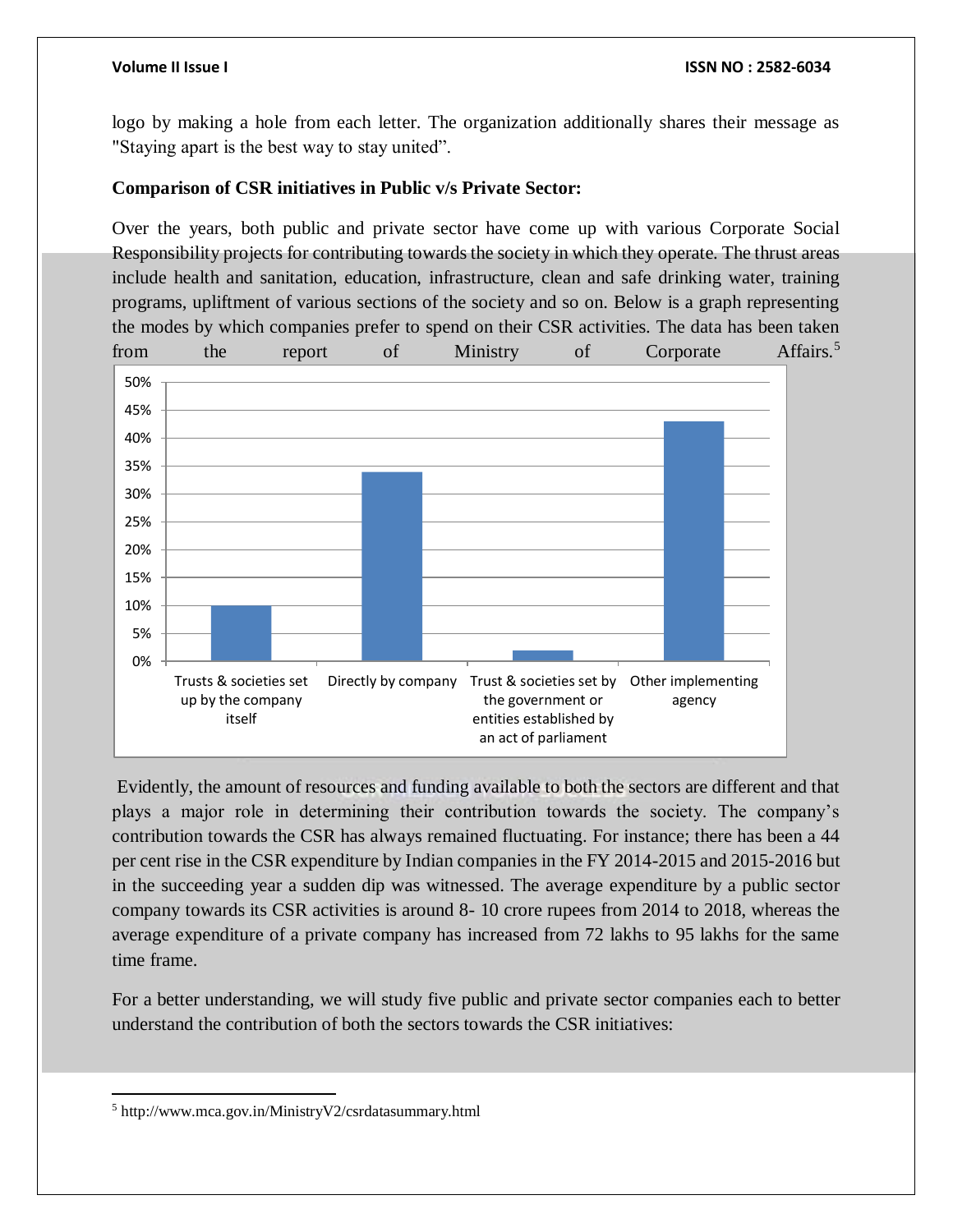logo by making a hole from each letter. The organization additionally shares their message as "Staying apart is the best way to stay united".

**Comparison of CSR initiatives in Public v/s Private Sector:**

Over the years, both public and private sector have come up with various Corporate Social Responsibility projects for contributing towards the society in which they operate. The thrust areas include health and sanitation, education, infrastructure, clean and safe drinking water, training programs, upliftment of various sections of the society and so on. Below is a graph representing the modes by which companies prefer to spend on their CSR activities. The data has been taken from the report of Ministry of Corporate Affairs.[5]

| Mode | Share |
|---|---|
| Trusts & societies set up by the company itself | ~10% |
| Directly by company | ~34% |
| Trust & societies set by the government or entities established by an act of parliament | ~2% |
| Other implementing agency | ~43% |

Evidently, the amount of resources and funding available to both the sectors are different and that plays a major role in determining their contribution towards the society. The company's contribution towards the CSR has always remained fluctuating. For instance; there has been a 44 per cent rise in the CSR expenditure by Indian companies in the FY 2014-2015 and 2015-2016 but in the succeeding year a sudden dip was witnessed. The average expenditure by a public sector company towards its CSR activities is around 8- 10 crore rupees from 2014 to 2018, whereas the average expenditure of a private company has increased from 72 lakhs to 95 lakhs for the same time frame.

For a better understanding, we will study five public and private sector companies each to better understand the contribution of both the sectors towards the CSR initiatives:

[5] http://www.mca.gov.in/MinistryV2/csrdatasummary.html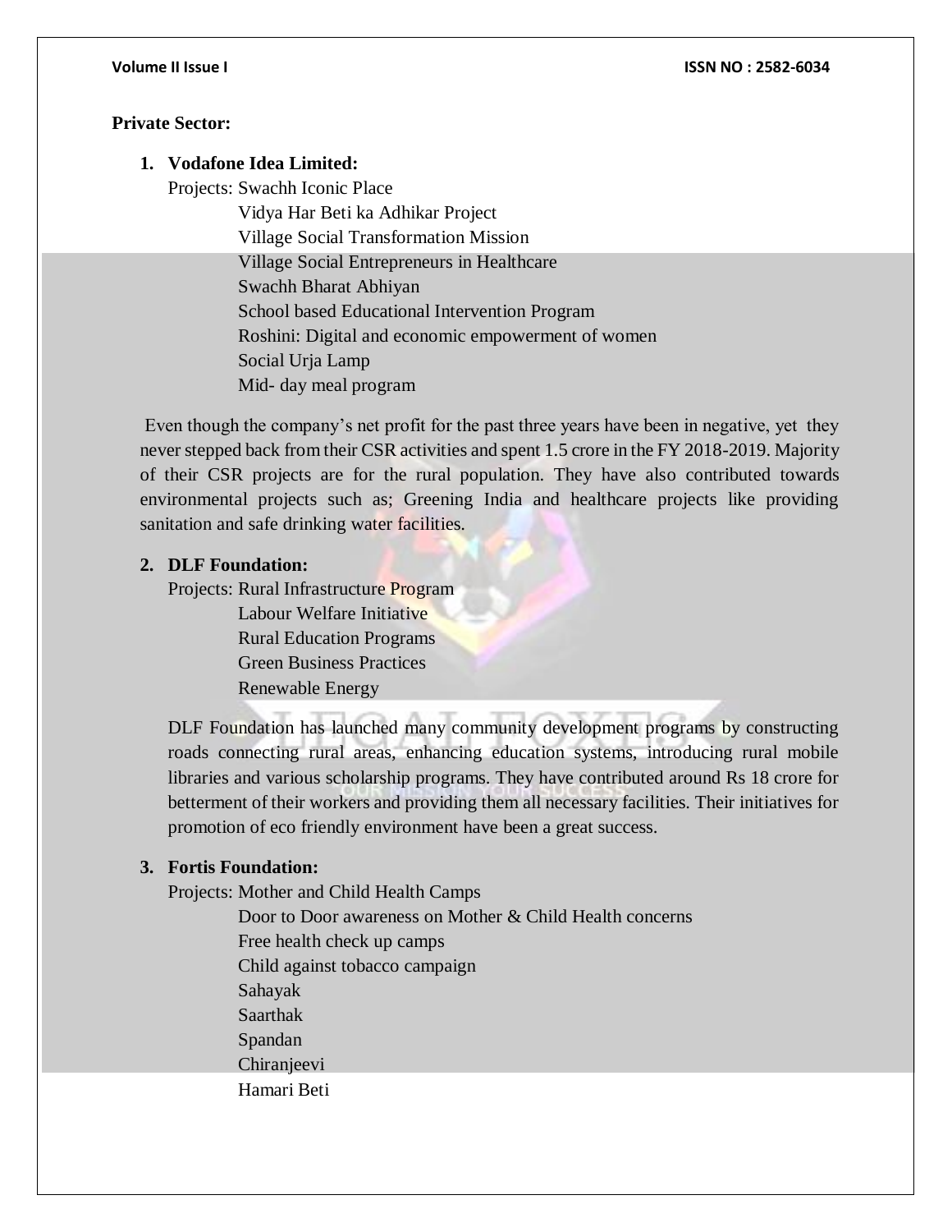**Private Sector:**

1. **Vodafone Idea Limited:**
   Projects: Swachh Iconic Place
   Vidya Har Beti ka Adhikar Project
   Village Social Transformation Mission
   Village Social Entrepreneurs in Healthcare
   Swachh Bharat Abhiyan
   School based Educational Intervention Program
   Roshini: Digital and economic empowerment of women
   Social Urja Lamp
   Mid- day meal program

   Even though the company's net profit for the past three years have been in negative, yet they never stepped back from their CSR activities and spent 1.5 crore in the FY 2018-2019. Majority of their CSR projects are for the rural population. They have also contributed towards environmental projects such as; Greening India and healthcare projects like providing sanitation and safe drinking water facilities.

2. **DLF Foundation:**
   Projects: Rural Infrastructure Program
   Labour Welfare Initiative
   Rural Education Programs
   Green Business Practices
   Renewable Energy

   DLF Foundation has launched many community development programs by constructing roads connecting rural areas, enhancing education systems, introducing rural mobile libraries and various scholarship programs. They have contributed around Rs 18 crore for betterment of their workers and providing them all necessary facilities. Their initiatives for promotion of eco friendly environment have been a great success.

3. **Fortis Foundation:**
   Projects: Mother and Child Health Camps
   Door to Door awareness on Mother & Child Health concerns
   Free health check up camps
   Child against tobacco campaign
   Sahayak
   Saarthak
   Spandan
   Chiranjeevi
   Hamari Beti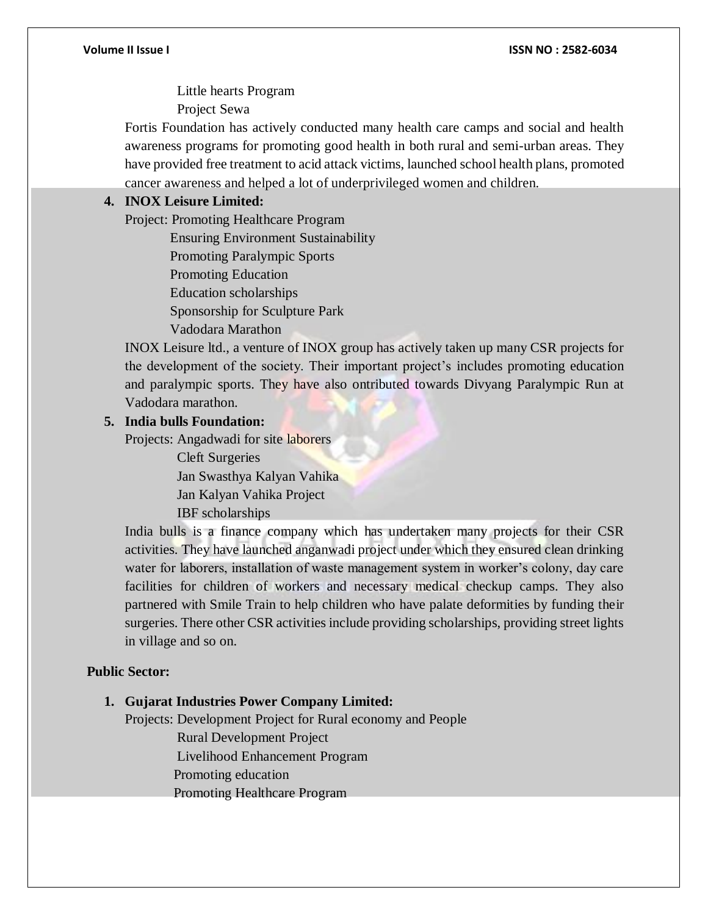Little hearts Program

Project Sewa

Fortis Foundation has actively conducted many health care camps and social and health awareness programs for promoting good health in both rural and semi-urban areas. They have provided free treatment to acid attack victims, launched school health plans, promoted cancer awareness and helped a lot of underprivileged women and children.

4. **INOX Leisure Limited:**

   Project: Promoting Healthcare Program
   Ensuring Environment Sustainability
   Promoting Paralympic Sports
   Promoting Education
   Education scholarships
   Sponsorship for Sculpture Park
   Vadodara Marathon

   INOX Leisure ltd., a venture of INOX group has actively taken up many CSR projects for the development of the society. Their important project's includes promoting education and paralympic sports. They have also ontributed towards Divyang Paralympic Run at Vadodara marathon.

5. **India bulls Foundation:**

   Projects: Angadwadi for site laborers
   Cleft Surgeries
   Jan Swasthya Kalyan Vahika
   Jan Kalyan Vahika Project
   IBF scholarships

   India bulls is a finance company which has undertaken many projects for their CSR activities. They have launched anganwadi project under which they ensured clean drinking water for laborers, installation of waste management system in worker's colony, day care facilities for children of workers and necessary medical checkup camps. They also partnered with Smile Train to help children who have palate deformities by funding their surgeries. There other CSR activities include providing scholarships, providing street lights in village and so on.

**Public Sector:**

1. **Gujarat Industries Power Company Limited:**

   Projects: Development Project for Rural economy and People
   Rural Development Project
   Livelihood Enhancement Program
   Promoting education
   Promoting Healthcare Program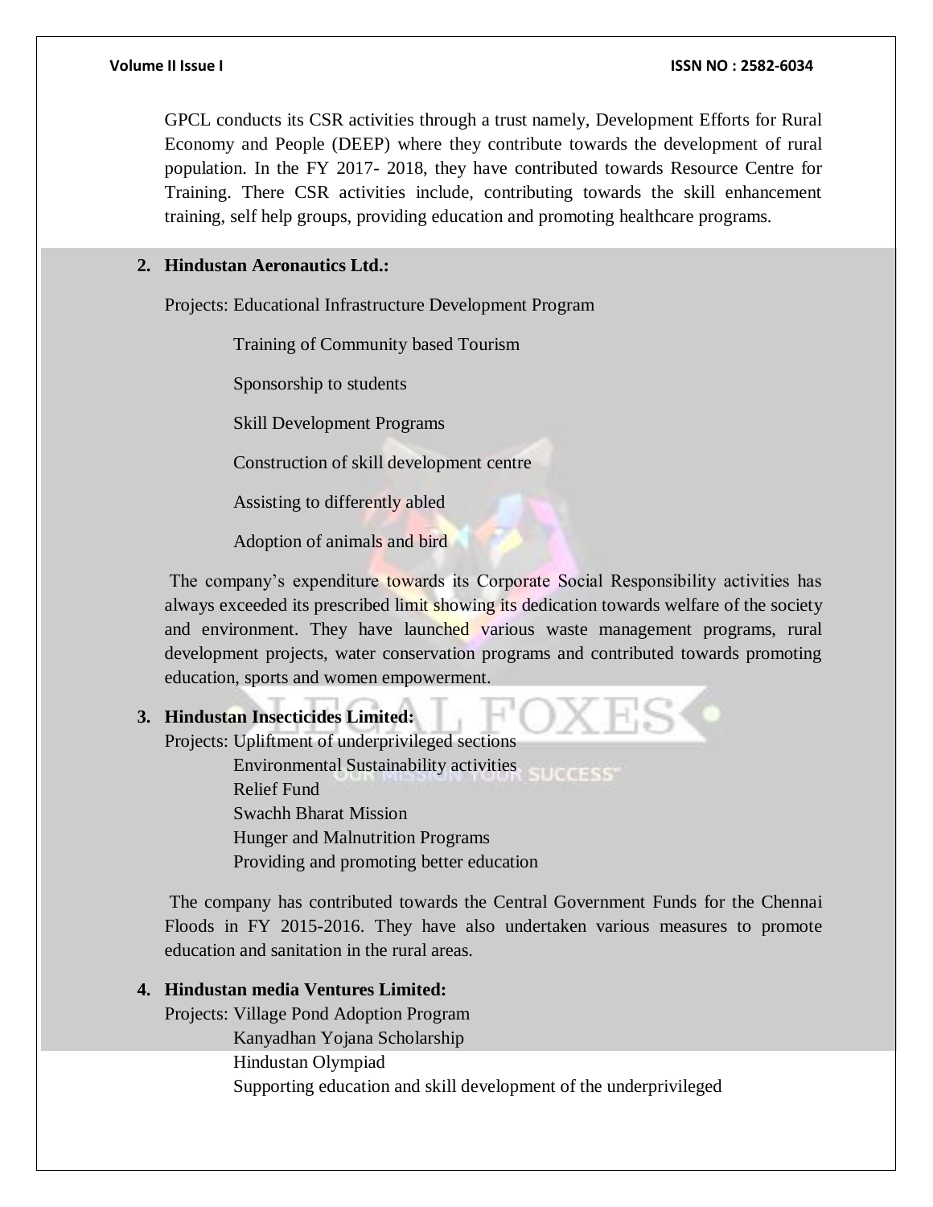GPCL conducts its CSR activities through a trust namely, Development Efforts for Rural Economy and People (DEEP) where they contribute towards the development of rural population. In the FY 2017- 2018, they have contributed towards Resource Centre for Training. There CSR activities include, contributing towards the skill enhancement training, self help groups, providing education and promoting healthcare programs.

2. **Hindustan Aeronautics Ltd.:**

   Projects: Educational Infrastructure Development Program

   Training of Community based Tourism

   Sponsorship to students

   Skill Development Programs

   Construction of skill development centre

   Assisting to differently abled

   Adoption of animals and bird

   The company's expenditure towards its Corporate Social Responsibility activities has always exceeded its prescribed limit showing its dedication towards welfare of the society and environment. They have launched various waste management programs, rural development projects, water conservation programs and contributed towards promoting education, sports and women empowerment.

3. **Hindustan Insecticides Limited:**

   Projects: Upliftment of underprivileged sections
   Environmental Sustainability activities
   Relief Fund
   Swachh Bharat Mission
   Hunger and Malnutrition Programs
   Providing and promoting better education

   The company has contributed towards the Central Government Funds for the Chennai Floods in FY 2015-2016. They have also undertaken various measures to promote education and sanitation in the rural areas.

4. **Hindustan media Ventures Limited:**

   Projects: Village Pond Adoption Program
   Kanyadhan Yojana Scholarship
   Hindustan Olympiad
   Supporting education and skill development of the underprivileged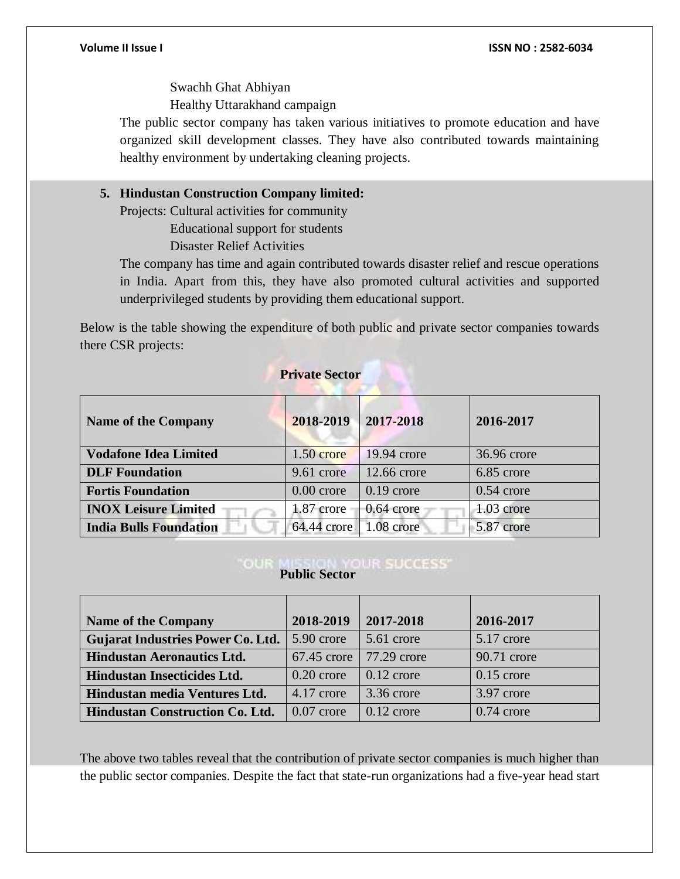Swachh Ghat Abhiyan

Healthy Uttarakhand campaign

The public sector company has taken various initiatives to promote education and have organized skill development classes. They have also contributed towards maintaining healthy environment by undertaking cleaning projects.

5. **Hindustan Construction Company limited:**

   Projects: Cultural activities for community

   Educational support for students

   Disaster Relief Activities

   The company has time and again contributed towards disaster relief and rescue operations in India. Apart from this, they have also promoted cultural activities and supported underprivileged students by providing them educational support.

Below is the table showing the expenditure of both public and private sector companies towards there CSR projects:

**Private Sector**

| Name of the Company | 2018-2019 | 2017-2018 | 2016-2017 |
|---|---|---|---|
| **Vodafone Idea Limited** | 1.50 crore | 19.94 crore | 36.96 crore |
| **DLF Foundation** | 9.61 crore | 12.66 crore | 6.85 crore |
| **Fortis Foundation** | 0.00 crore | 0.19 crore | 0.54 crore |
| **INOX Leisure Limited** | 1.87 crore | 0.64 crore | 1.03 crore |
| **India Bulls Foundation** | 64.44 crore | 1.08 crore | 5.87 crore |

**Public Sector**

| Name of the Company | 2018-2019 | 2017-2018 | 2016-2017 |
|---|---|---|---|
| **Gujarat Industries Power Co. Ltd.** | 5.90 crore | 5.61 crore | 5.17 crore |
| **Hindustan Aeronautics Ltd.** | 67.45 crore | 77.29 crore | 90.71 crore |
| **Hindustan Insecticides Ltd.** | 0.20 crore | 0.12 crore | 0.15 crore |
| **Hindustan media Ventures Ltd.** | 4.17 crore | 3.36 crore | 3.97 crore |
| **Hindustan Construction Co. Ltd.** | 0.07 crore | 0.12 crore | 0.74 crore |

The above two tables reveal that the contribution of private sector companies is much higher than the public sector companies. Despite the fact that state-run organizations had a five-year head start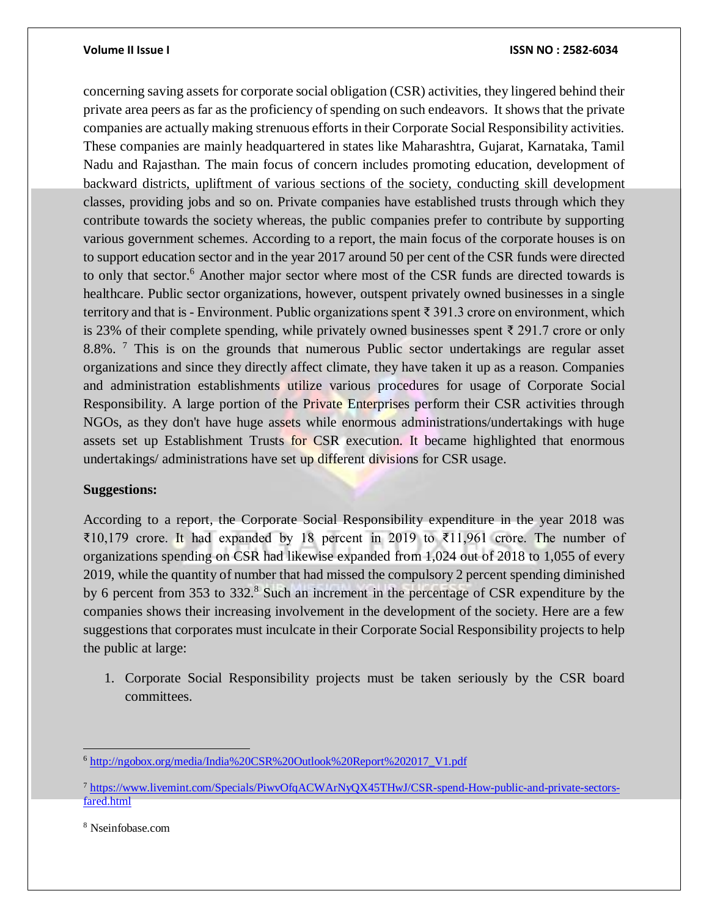concerning saving assets for corporate social obligation (CSR) activities, they lingered behind their private area peers as far as the proficiency of spending on such endeavors. It shows that the private companies are actually making strenuous efforts in their Corporate Social Responsibility activities. These companies are mainly headquartered in states like Maharashtra, Gujarat, Karnataka, Tamil Nadu and Rajasthan. The main focus of concern includes promoting education, development of backward districts, upliftment of various sections of the society, conducting skill development classes, providing jobs and so on. Private companies have established trusts through which they contribute towards the society whereas, the public companies prefer to contribute by supporting various government schemes. According to a report, the main focus of the corporate houses is on to support education sector and in the year 2017 around 50 per cent of the CSR funds were directed to only that sector.[6] Another major sector where most of the CSR funds are directed towards is healthcare. Public sector organizations, however, outspent privately owned businesses in a single territory and that is - Environment. Public organizations spent ₹ 391.3 crore on environment, which is 23% of their complete spending, while privately owned businesses spent ₹ 291.7 crore or only 8.8%. [7] This is on the grounds that numerous Public sector undertakings are regular asset organizations and since they directly affect climate, they have taken it up as a reason. Companies and administration establishments utilize various procedures for usage of Corporate Social Responsibility. A large portion of the Private Enterprises perform their CSR activities through NGOs, as they don't have huge assets while enormous administrations/undertakings with huge assets set up Establishment Trusts for CSR execution. It became highlighted that enormous undertakings/ administrations have set up different divisions for CSR usage.

**Suggestions:**

According to a report, the Corporate Social Responsibility expenditure in the year 2018 was ₹10,179 crore. It had expanded by 18 percent in 2019 to ₹11,961 crore. The number of organizations spending on CSR had likewise expanded from 1,024 out of 2018 to 1,055 of every 2019, while the quantity of number that had missed the compulsory 2 percent spending diminished by 6 percent from 353 to 332.[8] Such an increment in the percentage of CSR expenditure by the companies shows their increasing involvement in the development of the society. Here are a few suggestions that corporates must inculcate in their Corporate Social Responsibility projects to help the public at large:

1. Corporate Social Responsibility projects must be taken seriously by the CSR board committees.

---

[6] http://ngobox.org/media/India%20CSR%20Outlook%20Report%202017_V1.pdf

[7] https://www.livemint.com/Specials/PiwvOfqACWArNyQX45THwJ/CSR-spend-How-public-and-private-sectors-fared.html

[8] Nseinfobase.com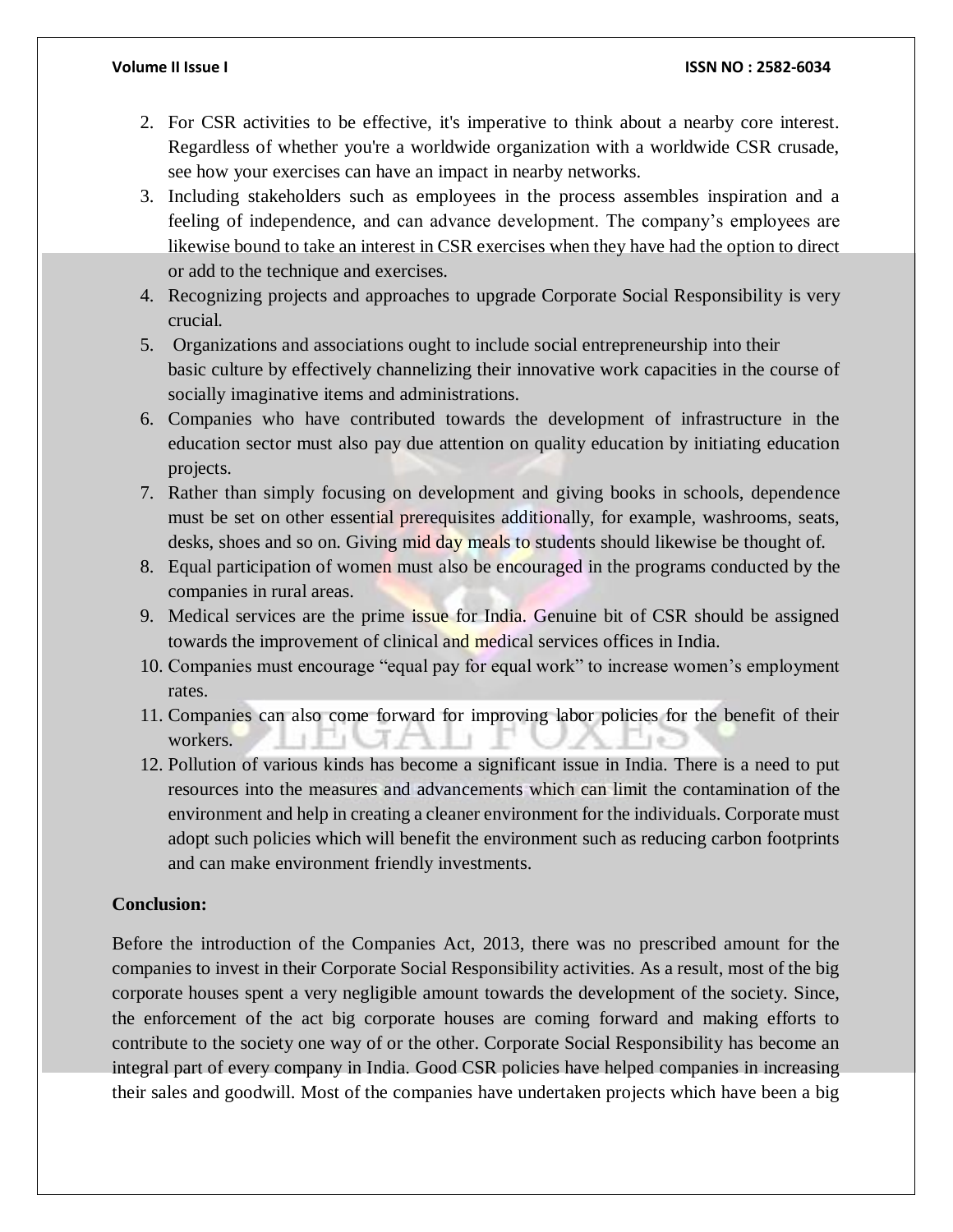2. For CSR activities to be effective, it's imperative to think about a nearby core interest. Regardless of whether you're a worldwide organization with a worldwide CSR crusade, see how your exercises can have an impact in nearby networks.
3. Including stakeholders such as employees in the process assembles inspiration and a feeling of independence, and can advance development. The company's employees are likewise bound to take an interest in CSR exercises when they have had the option to direct or add to the technique and exercises.
4. Recognizing projects and approaches to upgrade Corporate Social Responsibility is very crucial.
5. Organizations and associations ought to include social entrepreneurship into their basic culture by effectively channelizing their innovative work capacities in the course of socially imaginative items and administrations.
6. Companies who have contributed towards the development of infrastructure in the education sector must also pay due attention on quality education by initiating education projects.
7. Rather than simply focusing on development and giving books in schools, dependence must be set on other essential prerequisites additionally, for example, washrooms, seats, desks, shoes and so on. Giving mid day meals to students should likewise be thought of.
8. Equal participation of women must also be encouraged in the programs conducted by the companies in rural areas.
9. Medical services are the prime issue for India. Genuine bit of CSR should be assigned towards the improvement of clinical and medical services offices in India.
10. Companies must encourage "equal pay for equal work" to increase women's employment rates.
11. Companies can also come forward for improving labor policies for the benefit of their workers.
12. Pollution of various kinds has become a significant issue in India. There is a need to put resources into the measures and advancements which can limit the contamination of the environment and help in creating a cleaner environment for the individuals. Corporate must adopt such policies which will benefit the environment such as reducing carbon footprints and can make environment friendly investments.

**Conclusion:**

Before the introduction of the Companies Act, 2013, there was no prescribed amount for the companies to invest in their Corporate Social Responsibility activities. As a result, most of the big corporate houses spent a very negligible amount towards the development of the society. Since, the enforcement of the act big corporate houses are coming forward and making efforts to contribute to the society one way of or the other. Corporate Social Responsibility has become an integral part of every company in India. Good CSR policies have helped companies in increasing their sales and goodwill. Most of the companies have undertaken projects which have been a big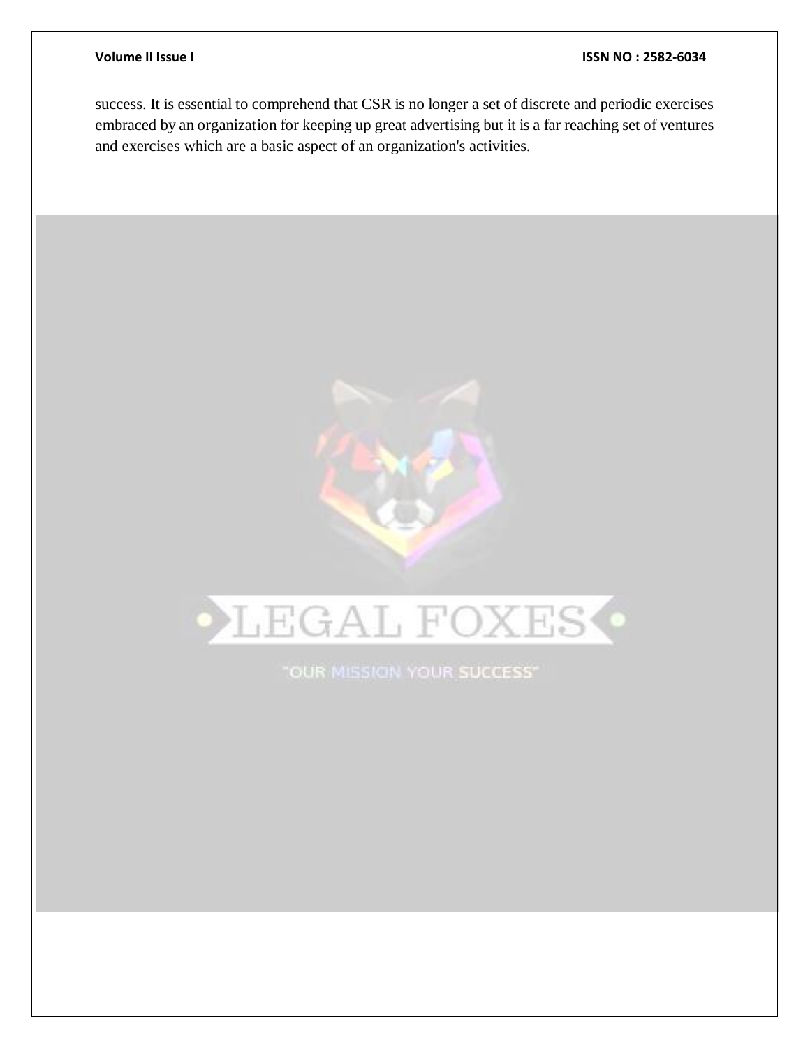success. It is essential to comprehend that CSR is no longer a set of discrete and periodic exercises embraced by an organization for keeping up great advertising but it is a far reaching set of ventures and exercises which are a basic aspect of an organization's activities.